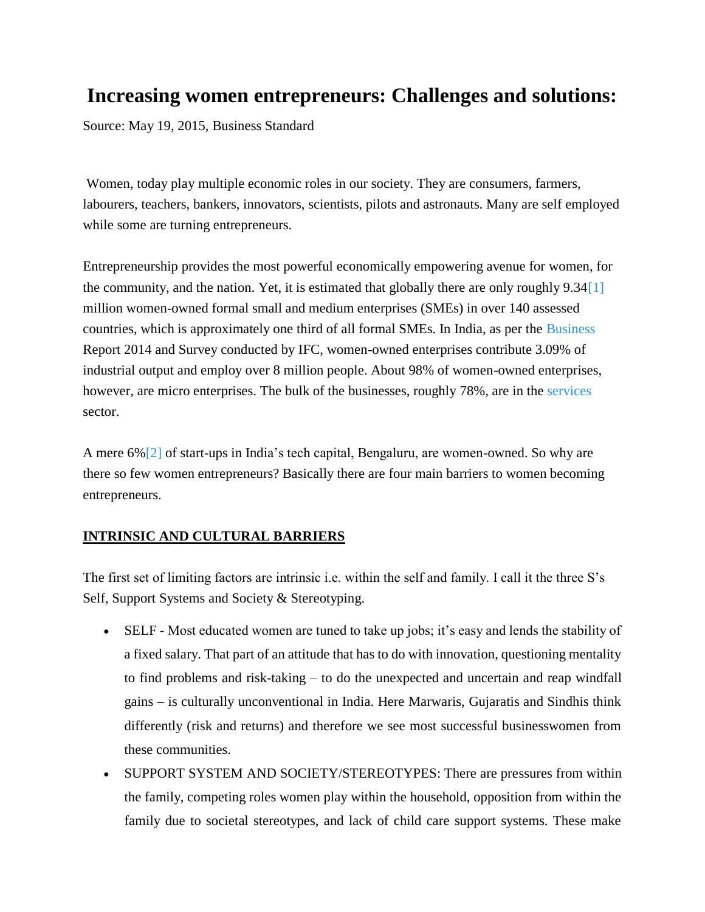# Increasing women entrepreneurs: Challenges and solutions:

Source: May 19, 2015, Business Standard

Women, today play multiple economic roles in our society. They are consumers, farmers, labourers, teachers, bankers, innovators, scientists, pilots and astronauts. Many are self employed while some are turning entrepreneurs.

Entrepreneurship provides the most powerful economically empowering avenue for women, for the community, and the nation. Yet, it is estimated that globally there are only roughly 9.34[1] million women-owned formal small and medium enterprises (SMEs) in over 140 assessed countries, which is approximately one third of all formal SMEs. In India, as per the Business Report 2014 and Survey conducted by IFC, women-owned enterprises contribute 3.09% of industrial output and employ over 8 million people. About 98% of women-owned enterprises, however, are micro enterprises. The bulk of the businesses, roughly 78%, are in the services sector.

A mere 6%[2] of start-ups in India's tech capital, Bengaluru, are women-owned. So why are there so few women entrepreneurs? Basically there are four main barriers to women becoming entrepreneurs.

**INTRINSIC AND CULTURAL BARRIERS**

The first set of limiting factors are intrinsic i.e. within the self and family. I call it the three S's Self, Support Systems and Society & Stereotyping.

- SELF - Most educated women are tuned to take up jobs; it's easy and lends the stability of a fixed salary. That part of an attitude that has to do with innovation, questioning mentality to find problems and risk-taking – to do the unexpected and uncertain and reap windfall gains – is culturally unconventional in India. Here Marwaris, Gujaratis and Sindhis think differently (risk and returns) and therefore we see most successful businesswomen from these communities.
- SUPPORT SYSTEM AND SOCIETY/STEREOTYPES: There are pressures from within the family, competing roles women play within the household, opposition from within the family due to societal stereotypes, and lack of child care support systems. These make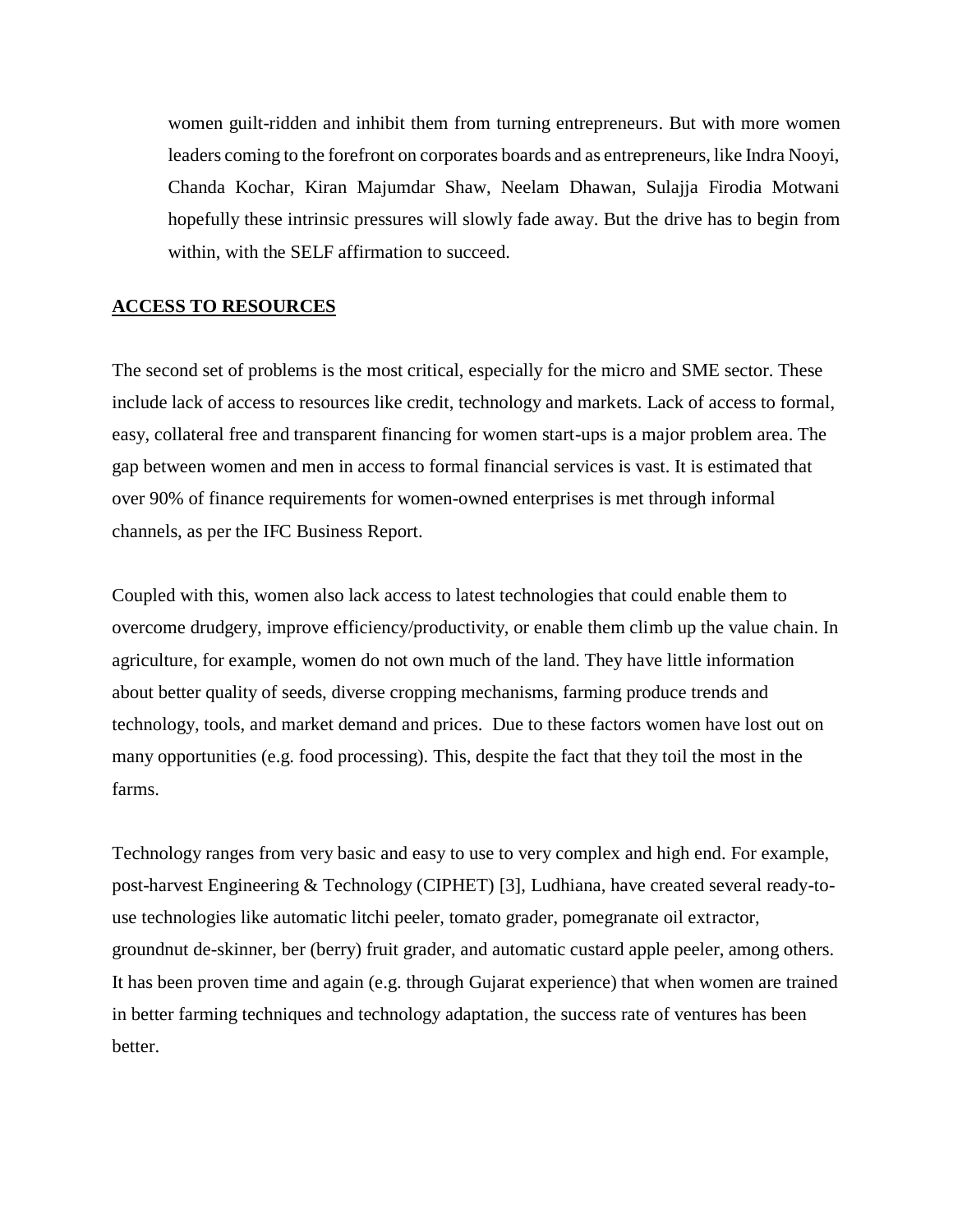women guilt-ridden and inhibit them from turning entrepreneurs. But with more women leaders coming to the forefront on corporates boards and as entrepreneurs, like Indra Nooyi, Chanda Kochar, Kiran Majumdar Shaw, Neelam Dhawan, Sulajja Firodia Motwani hopefully these intrinsic pressures will slowly fade away. But the drive has to begin from within, with the SELF affirmation to succeed.

## ACCESS TO RESOURCES

The second set of problems is the most critical, especially for the micro and SME sector. These include lack of access to resources like credit, technology and markets. Lack of access to formal, easy, collateral free and transparent financing for women start-ups is a major problem area. The gap between women and men in access to formal financial services is vast. It is estimated that over 90% of finance requirements for women-owned enterprises is met through informal channels, as per the IFC Business Report.

Coupled with this, women also lack access to latest technologies that could enable them to overcome drudgery, improve efficiency/productivity, or enable them climb up the value chain. In agriculture, for example, women do not own much of the land. They have little information about better quality of seeds, diverse cropping mechanisms, farming produce trends and technology, tools, and market demand and prices. Due to these factors women have lost out on many opportunities (e.g. food processing). This, despite the fact that they toil the most in the farms.

Technology ranges from very basic and easy to use to very complex and high end. For example, post-harvest Engineering & Technology (CIPHET) [3], Ludhiana, have created several ready-to-use technologies like automatic litchi peeler, tomato grader, pomegranate oil extractor, groundnut de-skinner, ber (berry) fruit grader, and automatic custard apple peeler, among others. It has been proven time and again (e.g. through Gujarat experience) that when women are trained in better farming techniques and technology adaptation, the success rate of ventures has been better.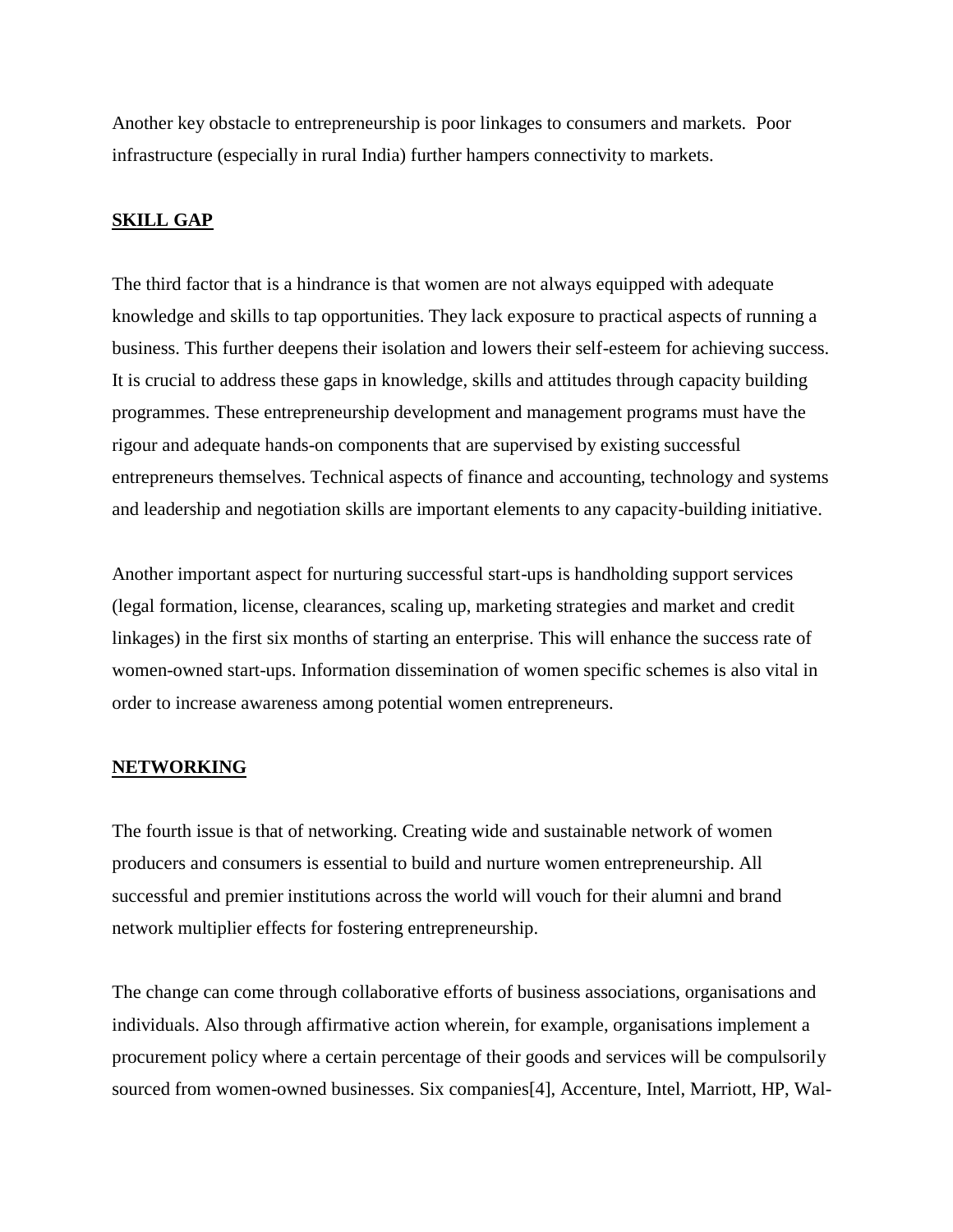Another key obstacle to entrepreneurship is poor linkages to consumers and markets. Poor infrastructure (especially in rural India) further hampers connectivity to markets.

## SKILL GAP

The third factor that is a hindrance is that women are not always equipped with adequate knowledge and skills to tap opportunities. They lack exposure to practical aspects of running a business. This further deepens their isolation and lowers their self-esteem for achieving success. It is crucial to address these gaps in knowledge, skills and attitudes through capacity building programmes. These entrepreneurship development and management programs must have the rigour and adequate hands-on components that are supervised by existing successful entrepreneurs themselves. Technical aspects of finance and accounting, technology and systems and leadership and negotiation skills are important elements to any capacity-building initiative.

Another important aspect for nurturing successful start-ups is handholding support services (legal formation, license, clearances, scaling up, marketing strategies and market and credit linkages) in the first six months of starting an enterprise. This will enhance the success rate of women-owned start-ups. Information dissemination of women specific schemes is also vital in order to increase awareness among potential women entrepreneurs.

## NETWORKING

The fourth issue is that of networking. Creating wide and sustainable network of women producers and consumers is essential to build and nurture women entrepreneurship. All successful and premier institutions across the world will vouch for their alumni and brand network multiplier effects for fostering entrepreneurship.

The change can come through collaborative efforts of business associations, organisations and individuals. Also through affirmative action wherein, for example, organisations implement a procurement policy where a certain percentage of their goods and services will be compulsorily sourced from women-owned businesses. Six companies[4], Accenture, Intel, Marriott, HP, Wal-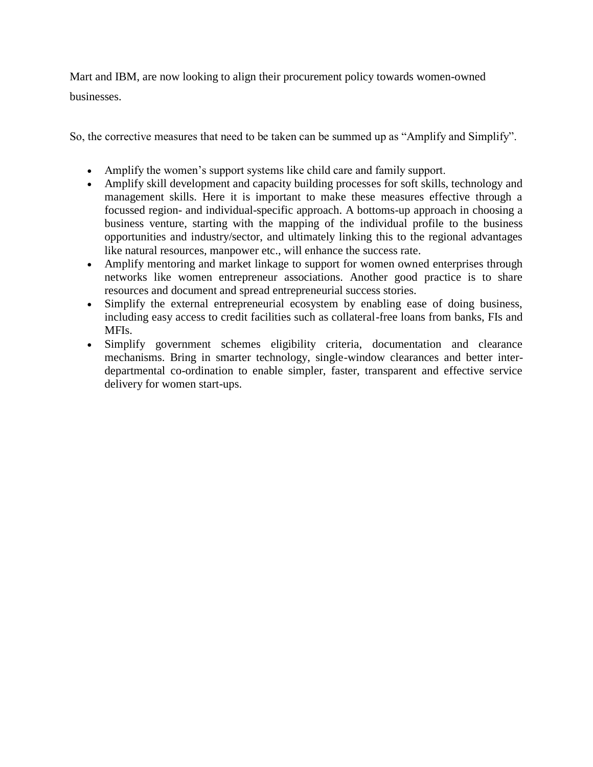Mart and IBM, are now looking to align their procurement policy towards women-owned businesses.

So, the corrective measures that need to be taken can be summed up as "Amplify and Simplify".

- Amplify the women's support systems like child care and family support.
- Amplify skill development and capacity building processes for soft skills, technology and management skills. Here it is important to make these measures effective through a focussed region- and individual-specific approach. A bottoms-up approach in choosing a business venture, starting with the mapping of the individual profile to the business opportunities and industry/sector, and ultimately linking this to the regional advantages like natural resources, manpower etc., will enhance the success rate.
- Amplify mentoring and market linkage to support for women owned enterprises through networks like women entrepreneur associations. Another good practice is to share resources and document and spread entrepreneurial success stories.
- Simplify the external entrepreneurial ecosystem by enabling ease of doing business, including easy access to credit facilities such as collateral-free loans from banks, FIs and MFIs.
- Simplify government schemes eligibility criteria, documentation and clearance mechanisms. Bring in smarter technology, single-window clearances and better inter-departmental co-ordination to enable simpler, faster, transparent and effective service delivery for women start-ups.